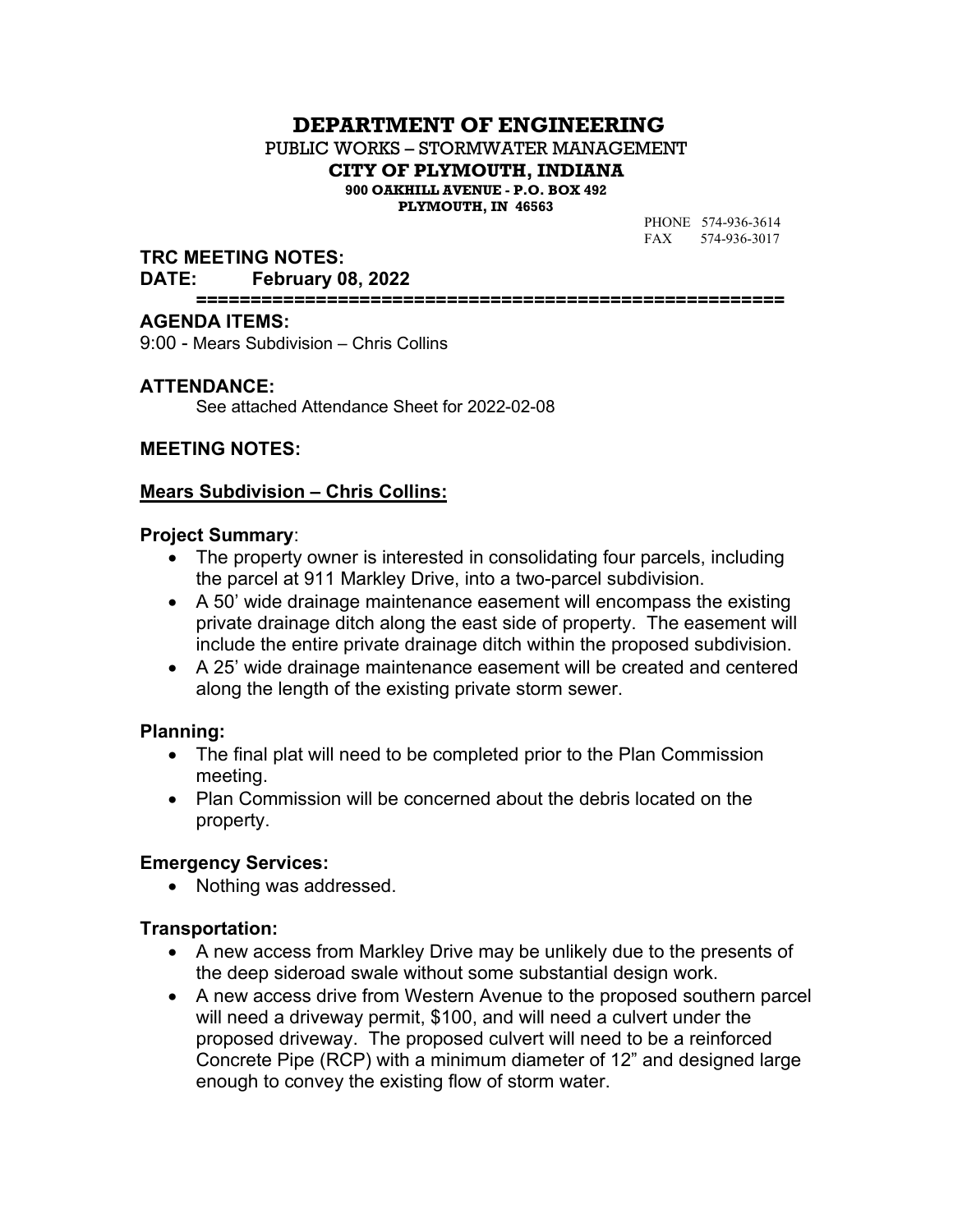# DEPARTMENT OF ENGINEERING

PUBLIC WORKS – STORMWATER MANAGEMENT

**CITY OF PLYMOUTH, INDIANA**

**900 OAKHILL AVENUE - P.O. BOX 492**

**PLYMOUTH, IN 46563**

PHONE 574-936-3614
FAX 574-936-3017

**TRC MEETING NOTES:**
**DATE: February 08, 2022**

**=====================================================**

**AGENDA ITEMS:**

9:00 - Mears Subdivision – Chris Collins

**ATTENDANCE:**

See attached Attendance Sheet for 2022-02-08

**MEETING NOTES:**

**Mears Subdivision – Chris Collins:**

**Project Summary**:

- The property owner is interested in consolidating four parcels, including the parcel at 911 Markley Drive, into a two-parcel subdivision.
- A 50' wide drainage maintenance easement will encompass the existing private drainage ditch along the east side of property. The easement will include the entire private drainage ditch within the proposed subdivision.
- A 25' wide drainage maintenance easement will be created and centered along the length of the existing private storm sewer.

**Planning:**

- The final plat will need to be completed prior to the Plan Commission meeting.
- Plan Commission will be concerned about the debris located on the property.

**Emergency Services:**

- Nothing was addressed.

**Transportation:**

- A new access from Markley Drive may be unlikely due to the presents of the deep sideroad swale without some substantial design work.
- A new access drive from Western Avenue to the proposed southern parcel will need a driveway permit, $100, and will need a culvert under the proposed driveway. The proposed culvert will need to be a reinforced Concrete Pipe (RCP) with a minimum diameter of 12" and designed large enough to convey the existing flow of storm water.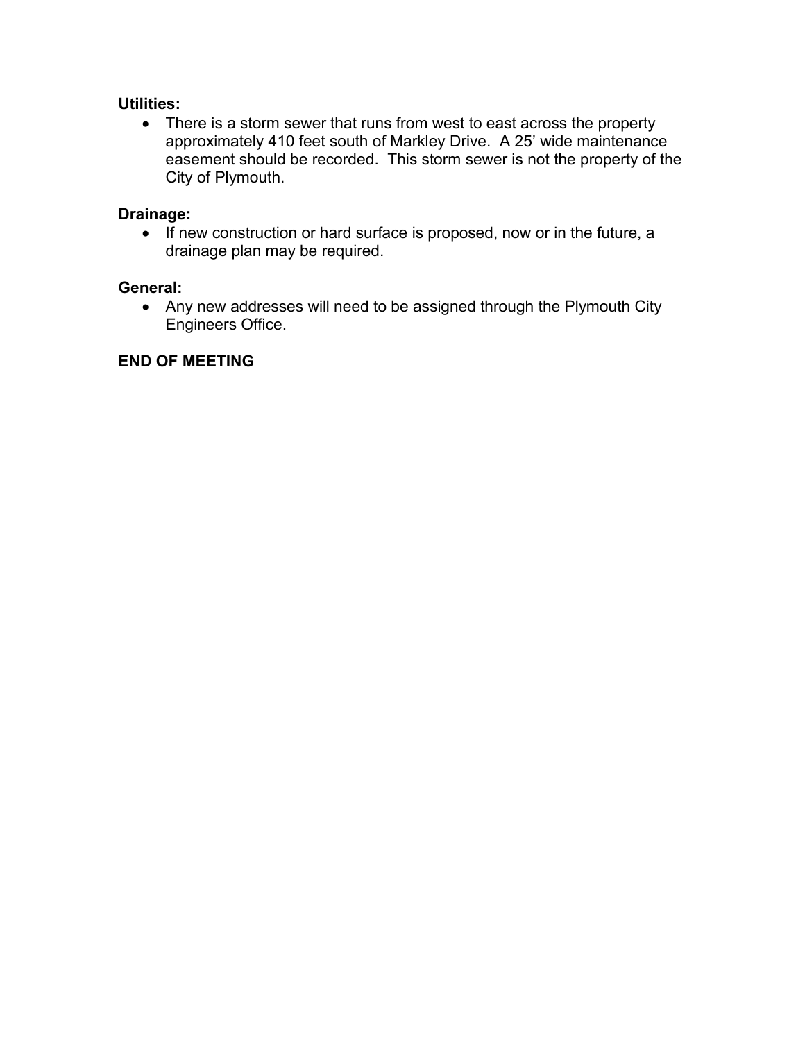**Utilities:**

- There is a storm sewer that runs from west to east across the property approximately 410 feet south of Markley Drive. A 25' wide maintenance easement should be recorded. This storm sewer is not the property of the City of Plymouth.

**Drainage:**

- If new construction or hard surface is proposed, now or in the future, a drainage plan may be required.

**General:**

- Any new addresses will need to be assigned through the Plymouth City Engineers Office.

**END OF MEETING**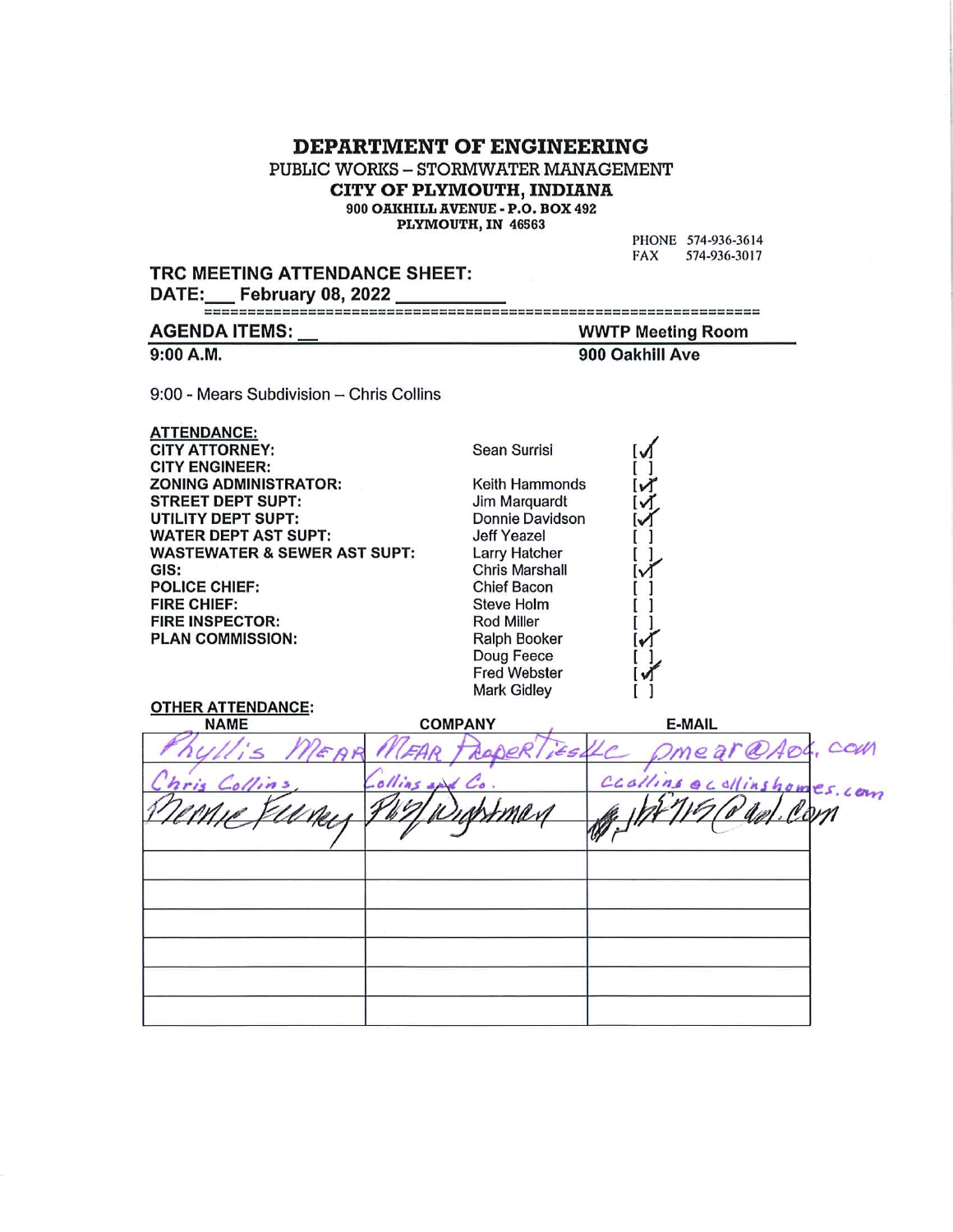# DEPARTMENT OF ENGINEERING

PUBLIC WORKS – STORMWATER MANAGEMENT

**CITY OF PLYMOUTH, INDIANA**

**900 OAKHILL AVENUE - P.O. BOX 492**

**PLYMOUTH, IN 46563**

PHONE 574-936-3614
FAX 574-936-3017

**TRC MEETING ATTENDANCE SHEET:**

**DATE: February 08, 2022**

**AGENDA ITEMS:** — **WWTP Meeting Room**

**9:00 A.M.** — **900 Oakhill Ave**

9:00 - Mears Subdivision – Chris Collins

**ATTENDANCE:**

| | | |
|---|---|---|
| **CITY ATTORNEY:** | Sean Surrisi | [✓] |
| **CITY ENGINEER:** | | [ ] |
| **ZONING ADMINISTRATOR:** | Keith Hammonds | [✓] |
| **STREET DEPT SUPT:** | Jim Marquardt | [✓] |
| **UTILITY DEPT SUPT:** | Donnie Davidson | [✓] |
| **WATER DEPT AST SUPT:** | Jeff Yeazel | [ ] |
| **WASTEWATER & SEWER AST SUPT:** | Larry Hatcher | [ ] |
| **GIS:** | Chris Marshall | [✓] |
| **POLICE CHIEF:** | Chief Bacon | [ ] |
| **FIRE CHIEF:** | Steve Holm | [ ] |
| **FIRE INSPECTOR:** | Rod Miller | [ ] |
| **PLAN COMMISSION:** | Ralph Booker | [✓] |
| | Doug Feece | [ ] |
| | Fred Webster | [✓] |
| | Mark Gidley | [ ] |

**OTHER ATTENDANCE:**

| NAME | COMPANY | E-MAIL |
|---|---|---|
| Phyllis Mear | Mear Properties LLC | pmear@AOL.com |
| Chris Collins | Collins and Co. | ccollins@collinshomes.com |
| Bernie Feeney | Ply/Wightman | bjf715@aol.com |
| | | |
| | | |
| | | |
| | | |
| | | |
| | | |